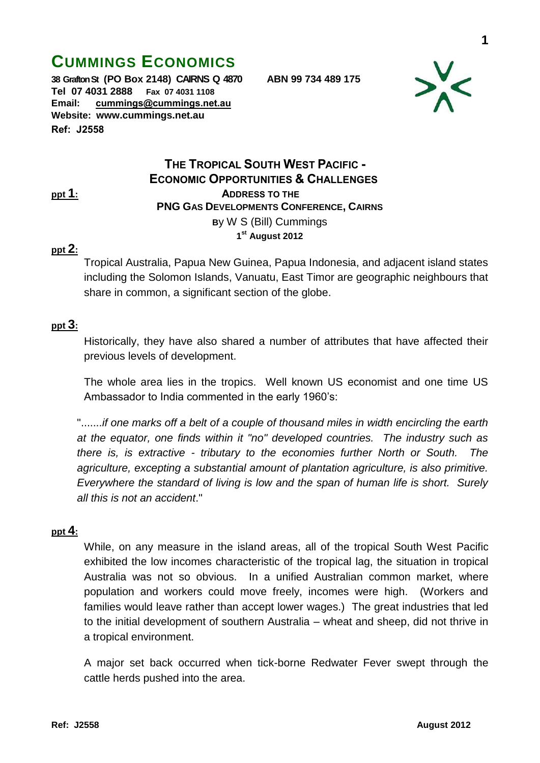# CUMMINGS ECONOMICS

**38 Grafton St (PO Box 2148) CAIRNS Q 4870 ABN 99 734 489 175**
**Tel 07 4031 2888 Fax 07 4031 1108**
**Email: cummings@cummings.net.au**
**Website: www.cummings.net.au**
**Ref: J2558**

## THE TROPICAL SOUTH WEST PACIFIC - ECONOMIC OPPORTUNITIES & CHALLENGES

**ppt 1:**

**ADDRESS TO THE PNG GAS DEVELOPMENTS CONFERENCE, CAIRNS**

**BY** W S (Bill) Cummings

**1st August 2012**

**ppt 2:**

Tropical Australia, Papua New Guinea, Papua Indonesia, and adjacent island states including the Solomon Islands, Vanuatu, East Timor are geographic neighbours that share in common, a significant section of the globe.

**ppt 3:**

Historically, they have also shared a number of attributes that have affected their previous levels of development.

The whole area lies in the tropics. Well known US economist and one time US Ambassador to India commented in the early 1960's:

".......*if one marks off a belt of a couple of thousand miles in width encircling the earth at the equator, one finds within it "no" developed countries. The industry such as there is, is extractive - tributary to the economies further North or South. The agriculture, excepting a substantial amount of plantation agriculture, is also primitive. Everywhere the standard of living is low and the span of human life is short. Surely all this is not an accident*."

**ppt 4:**

While, on any measure in the island areas, all of the tropical South West Pacific exhibited the low incomes characteristic of the tropical lag, the situation in tropical Australia was not so obvious. In a unified Australian common market, where population and workers could move freely, incomes were high. (Workers and families would leave rather than accept lower wages.) The great industries that led to the initial development of southern Australia – wheat and sheep, did not thrive in a tropical environment.

A major set back occurred when tick-borne Redwater Fever swept through the cattle herds pushed into the area.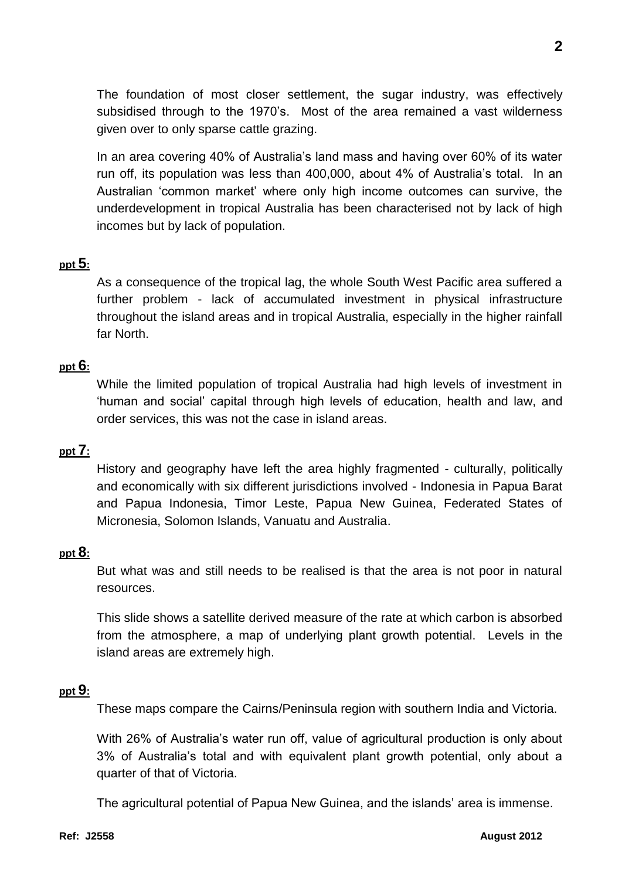The foundation of most closer settlement, the sugar industry, was effectively subsidised through to the 1970's. Most of the area remained a vast wilderness given over to only sparse cattle grazing.

In an area covering 40% of Australia's land mass and having over 60% of its water run off, its population was less than 400,000, about 4% of Australia's total. In an Australian 'common market' where only high income outcomes can survive, the underdevelopment in tropical Australia has been characterised not by lack of high incomes but by lack of population.

**ppt 5:**

As a consequence of the tropical lag, the whole South West Pacific area suffered a further problem - lack of accumulated investment in physical infrastructure throughout the island areas and in tropical Australia, especially in the higher rainfall far North.

**ppt 6:**

While the limited population of tropical Australia had high levels of investment in 'human and social' capital through high levels of education, health and law, and order services, this was not the case in island areas.

**ppt 7:**

History and geography have left the area highly fragmented - culturally, politically and economically with six different jurisdictions involved - Indonesia in Papua Barat and Papua Indonesia, Timor Leste, Papua New Guinea, Federated States of Micronesia, Solomon Islands, Vanuatu and Australia.

**ppt 8:**

But what was and still needs to be realised is that the area is not poor in natural resources.

This slide shows a satellite derived measure of the rate at which carbon is absorbed from the atmosphere, a map of underlying plant growth potential. Levels in the island areas are extremely high.

**ppt 9:**

These maps compare the Cairns/Peninsula region with southern India and Victoria.

With 26% of Australia's water run off, value of agricultural production is only about 3% of Australia's total and with equivalent plant growth potential, only about a quarter of that of Victoria.

The agricultural potential of Papua New Guinea, and the islands' area is immense.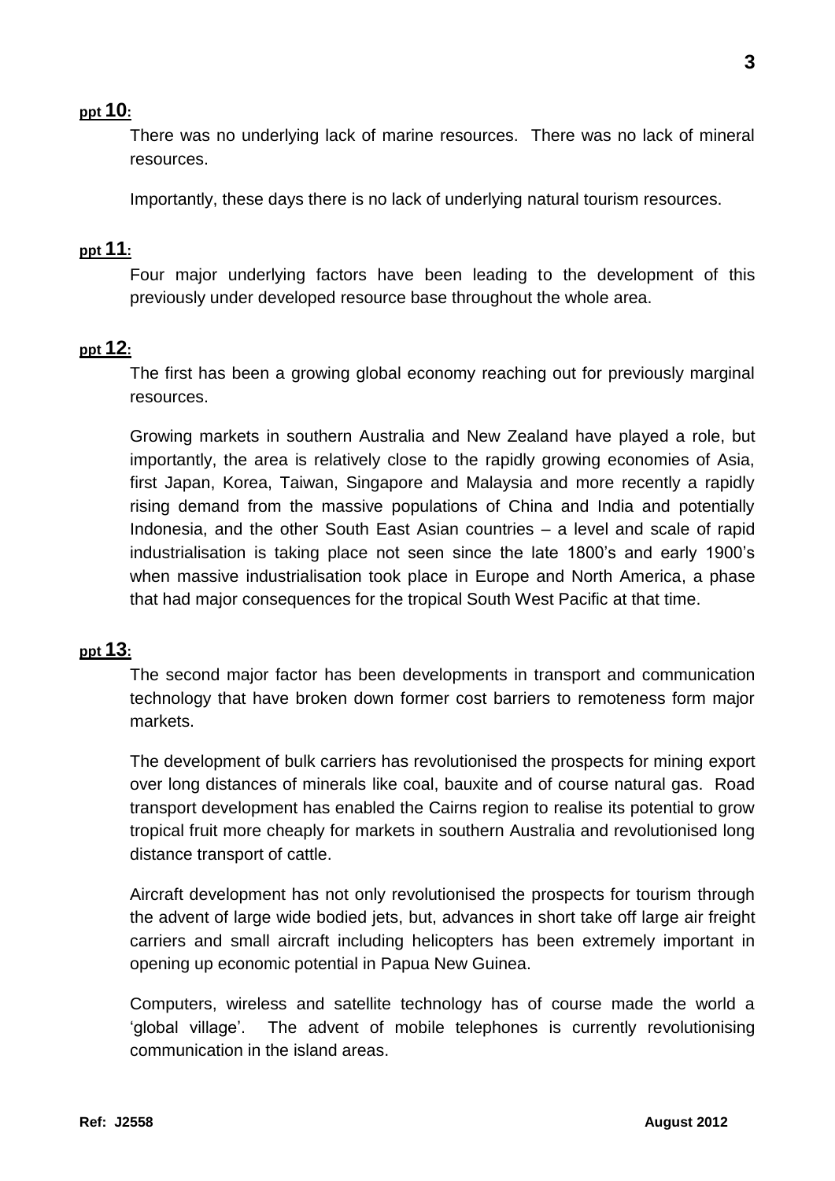**ppt 10:**

There was no underlying lack of marine resources. There was no lack of mineral resources.

Importantly, these days there is no lack of underlying natural tourism resources.

**ppt 11:**

Four major underlying factors have been leading to the development of this previously under developed resource base throughout the whole area.

**ppt 12:**

The first has been a growing global economy reaching out for previously marginal resources.

Growing markets in southern Australia and New Zealand have played a role, but importantly, the area is relatively close to the rapidly growing economies of Asia, first Japan, Korea, Taiwan, Singapore and Malaysia and more recently a rapidly rising demand from the massive populations of China and India and potentially Indonesia, and the other South East Asian countries – a level and scale of rapid industrialisation is taking place not seen since the late 1800's and early 1900's when massive industrialisation took place in Europe and North America, a phase that had major consequences for the tropical South West Pacific at that time.

**ppt 13:**

The second major factor has been developments in transport and communication technology that have broken down former cost barriers to remoteness form major markets.

The development of bulk carriers has revolutionised the prospects for mining export over long distances of minerals like coal, bauxite and of course natural gas. Road transport development has enabled the Cairns region to realise its potential to grow tropical fruit more cheaply for markets in southern Australia and revolutionised long distance transport of cattle.

Aircraft development has not only revolutionised the prospects for tourism through the advent of large wide bodied jets, but, advances in short take off large air freight carriers and small aircraft including helicopters has been extremely important in opening up economic potential in Papua New Guinea.

Computers, wireless and satellite technology has of course made the world a 'global village'. The advent of mobile telephones is currently revolutionising communication in the island areas.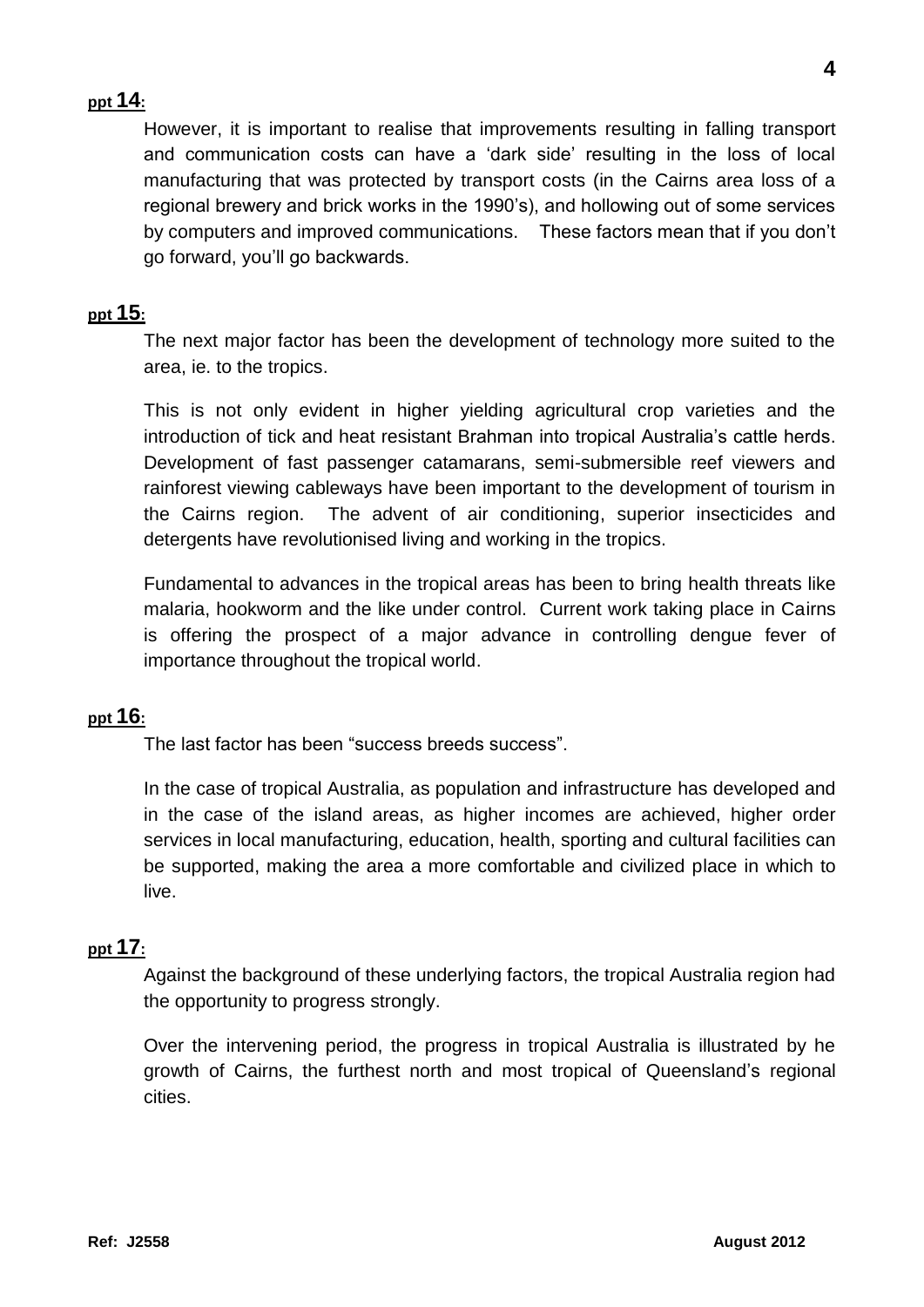**ppt 14:**

However, it is important to realise that improvements resulting in falling transport and communication costs can have a 'dark side' resulting in the loss of local manufacturing that was protected by transport costs (in the Cairns area loss of a regional brewery and brick works in the 1990's), and hollowing out of some services by computers and improved communications. These factors mean that if you don't go forward, you'll go backwards.

**ppt 15:**

The next major factor has been the development of technology more suited to the area, ie. to the tropics.

This is not only evident in higher yielding agricultural crop varieties and the introduction of tick and heat resistant Brahman into tropical Australia's cattle herds. Development of fast passenger catamarans, semi-submersible reef viewers and rainforest viewing cableways have been important to the development of tourism in the Cairns region. The advent of air conditioning, superior insecticides and detergents have revolutionised living and working in the tropics.

Fundamental to advances in the tropical areas has been to bring health threats like malaria, hookworm and the like under control. Current work taking place in Cairns is offering the prospect of a major advance in controlling dengue fever of importance throughout the tropical world.

**ppt 16:**

The last factor has been "success breeds success".

In the case of tropical Australia, as population and infrastructure has developed and in the case of the island areas, as higher incomes are achieved, higher order services in local manufacturing, education, health, sporting and cultural facilities can be supported, making the area a more comfortable and civilized place in which to live.

**ppt 17:**

Against the background of these underlying factors, the tropical Australia region had the opportunity to progress strongly.

Over the intervening period, the progress in tropical Australia is illustrated by he growth of Cairns, the furthest north and most tropical of Queensland's regional cities.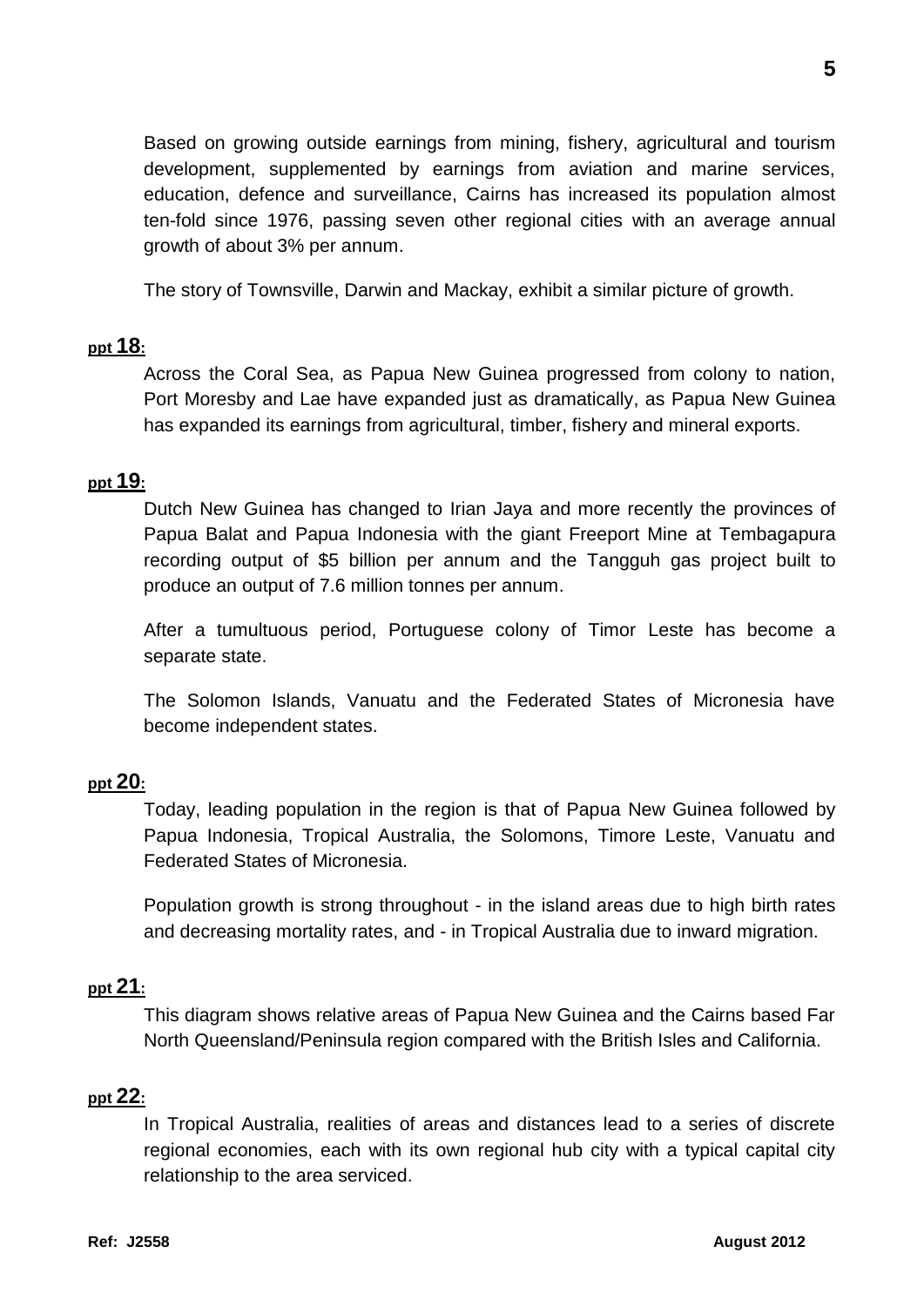Based on growing outside earnings from mining, fishery, agricultural and tourism development, supplemented by earnings from aviation and marine services, education, defence and surveillance, Cairns has increased its population almost ten-fold since 1976, passing seven other regional cities with an average annual growth of about 3% per annum.

The story of Townsville, Darwin and Mackay, exhibit a similar picture of growth.

**ppt 18:**

Across the Coral Sea, as Papua New Guinea progressed from colony to nation, Port Moresby and Lae have expanded just as dramatically, as Papua New Guinea has expanded its earnings from agricultural, timber, fishery and mineral exports.

**ppt 19:**

Dutch New Guinea has changed to Irian Jaya and more recently the provinces of Papua Balat and Papua Indonesia with the giant Freeport Mine at Tembagapura recording output of $5 billion per annum and the Tangguh gas project built to produce an output of 7.6 million tonnes per annum.

After a tumultuous period, Portuguese colony of Timor Leste has become a separate state.

The Solomon Islands, Vanuatu and the Federated States of Micronesia have become independent states.

**ppt 20:**

Today, leading population in the region is that of Papua New Guinea followed by Papua Indonesia, Tropical Australia, the Solomons, Timore Leste, Vanuatu and Federated States of Micronesia.

Population growth is strong throughout - in the island areas due to high birth rates and decreasing mortality rates, and - in Tropical Australia due to inward migration.

**ppt 21:**

This diagram shows relative areas of Papua New Guinea and the Cairns based Far North Queensland/Peninsula region compared with the British Isles and California.

**ppt 22:**

In Tropical Australia, realities of areas and distances lead to a series of discrete regional economies, each with its own regional hub city with a typical capital city relationship to the area serviced.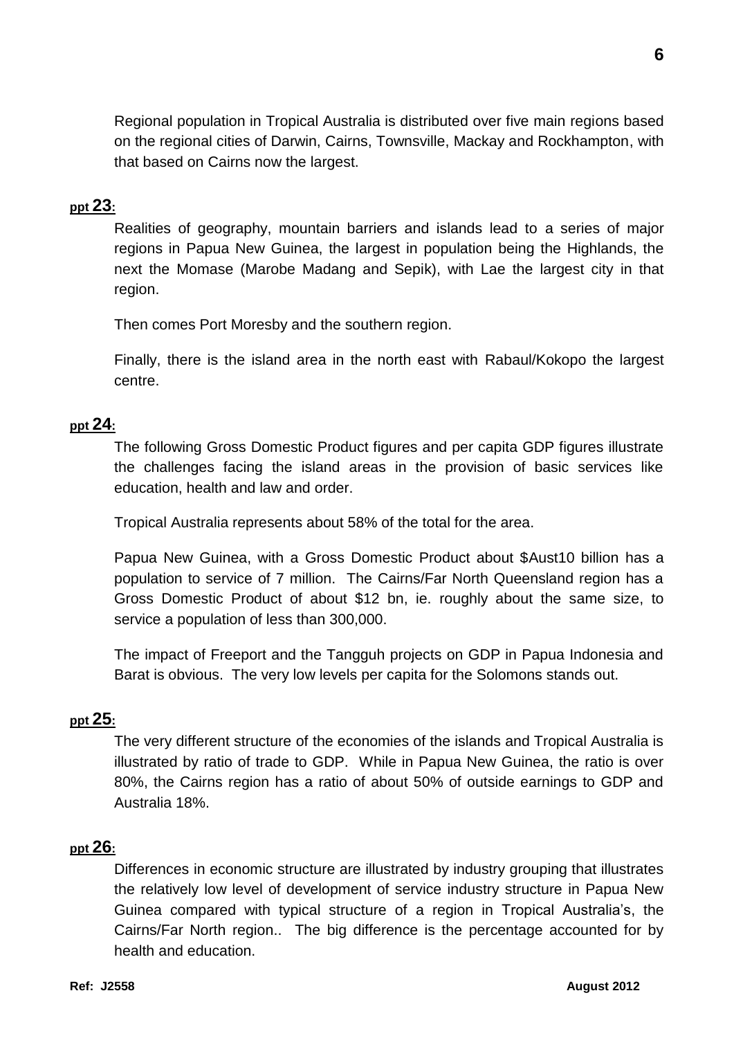Regional population in Tropical Australia is distributed over five main regions based on the regional cities of Darwin, Cairns, Townsville, Mackay and Rockhampton, with that based on Cairns now the largest.

**ppt 23:**

Realities of geography, mountain barriers and islands lead to a series of major regions in Papua New Guinea, the largest in population being the Highlands, the next the Momase (Marobe Madang and Sepik), with Lae the largest city in that region.

Then comes Port Moresby and the southern region.

Finally, there is the island area in the north east with Rabaul/Kokopo the largest centre.

**ppt 24:**

The following Gross Domestic Product figures and per capita GDP figures illustrate the challenges facing the island areas in the provision of basic services like education, health and law and order.

Tropical Australia represents about 58% of the total for the area.

Papua New Guinea, with a Gross Domestic Product about $Aust10 billion has a population to service of 7 million. The Cairns/Far North Queensland region has a Gross Domestic Product of about $12 bn, ie. roughly about the same size, to service a population of less than 300,000.

The impact of Freeport and the Tangguh projects on GDP in Papua Indonesia and Barat is obvious. The very low levels per capita for the Solomons stands out.

**ppt 25:**

The very different structure of the economies of the islands and Tropical Australia is illustrated by ratio of trade to GDP. While in Papua New Guinea, the ratio is over 80%, the Cairns region has a ratio of about 50% of outside earnings to GDP and Australia 18%.

**ppt 26:**

Differences in economic structure are illustrated by industry grouping that illustrates the relatively low level of development of service industry structure in Papua New Guinea compared with typical structure of a region in Tropical Australia's, the Cairns/Far North region.. The big difference is the percentage accounted for by health and education.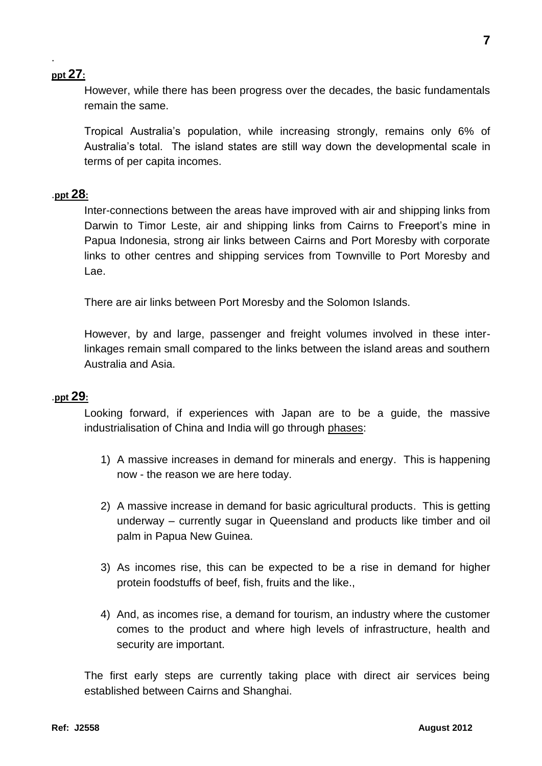.

**ppt 27:**

However, while there has been progress over the decades, the basic fundamentals remain the same.

Tropical Australia's population, while increasing strongly, remains only 6% of Australia's total. The island states are still way down the developmental scale in terms of per capita incomes.

**.ppt 28:**

Inter-connections between the areas have improved with air and shipping links from Darwin to Timor Leste, air and shipping links from Cairns to Freeport's mine in Papua Indonesia, strong air links between Cairns and Port Moresby with corporate links to other centres and shipping services from Townville to Port Moresby and Lae.

There are air links between Port Moresby and the Solomon Islands.

However, by and large, passenger and freight volumes involved in these inter-linkages remain small compared to the links between the island areas and southern Australia and Asia.

**.ppt 29:**

Looking forward, if experiences with Japan are to be a guide, the massive industrialisation of China and India will go through phases:

1) A massive increases in demand for minerals and energy. This is happening now - the reason we are here today.

2) A massive increase in demand for basic agricultural products. This is getting underway – currently sugar in Queensland and products like timber and oil palm in Papua New Guinea.

3) As incomes rise, this can be expected to be a rise in demand for higher protein foodstuffs of beef, fish, fruits and the like.,

4) And, as incomes rise, a demand for tourism, an industry where the customer comes to the product and where high levels of infrastructure, health and security are important.

The first early steps are currently taking place with direct air services being established between Cairns and Shanghai.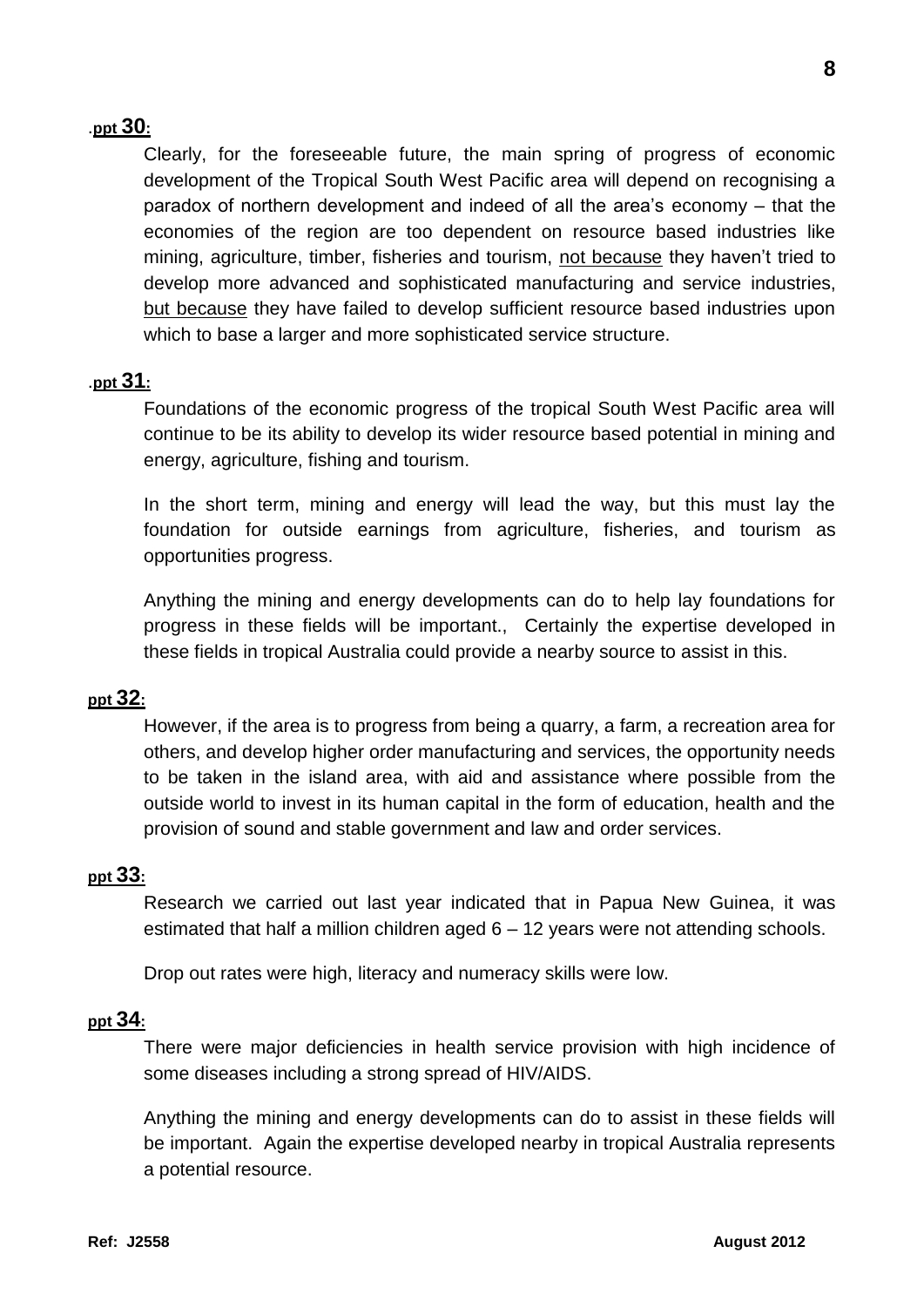**.ppt 30:**

Clearly, for the foreseeable future, the main spring of progress of economic development of the Tropical South West Pacific area will depend on recognising a paradox of northern development and indeed of all the area's economy – that the economies of the region are too dependent on resource based industries like mining, agriculture, timber, fisheries and tourism, <u>not because</u> they haven't tried to develop more advanced and sophisticated manufacturing and service industries, <u>but because</u> they have failed to develop sufficient resource based industries upon which to base a larger and more sophisticated service structure.

**.ppt 31:**

Foundations of the economic progress of the tropical South West Pacific area will continue to be its ability to develop its wider resource based potential in mining and energy, agriculture, fishing and tourism.

In the short term, mining and energy will lead the way, but this must lay the foundation for outside earnings from agriculture, fisheries, and tourism as opportunities progress.

Anything the mining and energy developments can do to help lay foundations for progress in these fields will be important., Certainly the expertise developed in these fields in tropical Australia could provide a nearby source to assist in this.

**ppt 32:**

However, if the area is to progress from being a quarry, a farm, a recreation area for others, and develop higher order manufacturing and services, the opportunity needs to be taken in the island area, with aid and assistance where possible from the outside world to invest in its human capital in the form of education, health and the provision of sound and stable government and law and order services.

**ppt 33:**

Research we carried out last year indicated that in Papua New Guinea, it was estimated that half a million children aged 6 – 12 years were not attending schools.

Drop out rates were high, literacy and numeracy skills were low.

**ppt 34:**

There were major deficiencies in health service provision with high incidence of some diseases including a strong spread of HIV/AIDS.

Anything the mining and energy developments can do to assist in these fields will be important. Again the expertise developed nearby in tropical Australia represents a potential resource.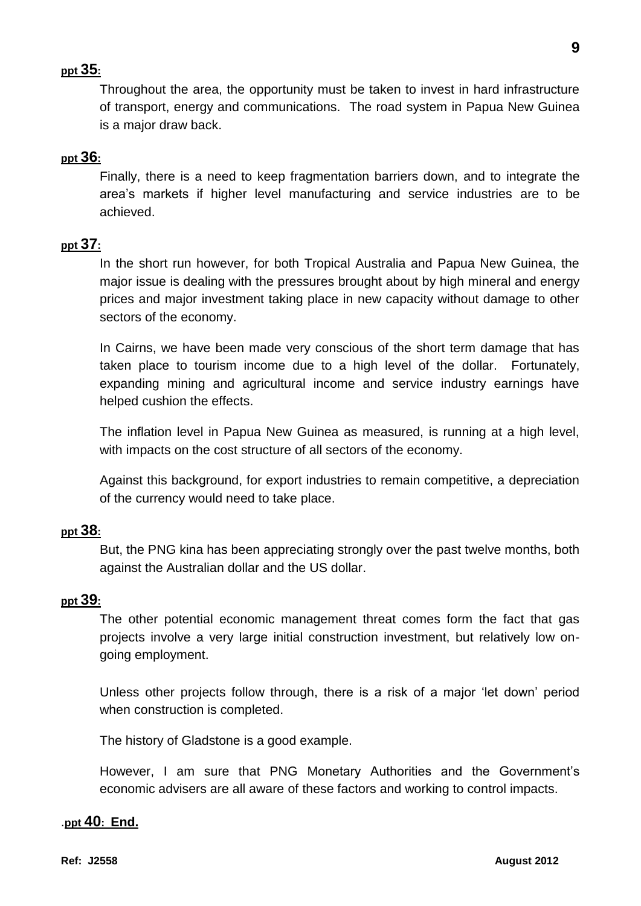**ppt 35:**

Throughout the area, the opportunity must be taken to invest in hard infrastructure of transport, energy and communications. The road system in Papua New Guinea is a major draw back.

**ppt 36:**

Finally, there is a need to keep fragmentation barriers down, and to integrate the area's markets if higher level manufacturing and service industries are to be achieved.

**ppt 37:**

In the short run however, for both Tropical Australia and Papua New Guinea, the major issue is dealing with the pressures brought about by high mineral and energy prices and major investment taking place in new capacity without damage to other sectors of the economy.

In Cairns, we have been made very conscious of the short term damage that has taken place to tourism income due to a high level of the dollar. Fortunately, expanding mining and agricultural income and service industry earnings have helped cushion the effects.

The inflation level in Papua New Guinea as measured, is running at a high level, with impacts on the cost structure of all sectors of the economy.

Against this background, for export industries to remain competitive, a depreciation of the currency would need to take place.

**ppt 38:**

But, the PNG kina has been appreciating strongly over the past twelve months, both against the Australian dollar and the US dollar.

**ppt 39:**

The other potential economic management threat comes form the fact that gas projects involve a very large initial construction investment, but relatively low on-going employment.

Unless other projects follow through, there is a risk of a major 'let down' period when construction is completed.

The history of Gladstone is a good example.

However, I am sure that PNG Monetary Authorities and the Government's economic advisers are all aware of these factors and working to control impacts.

.**ppt 40: End.**

**Ref: J2558** **August 2012**